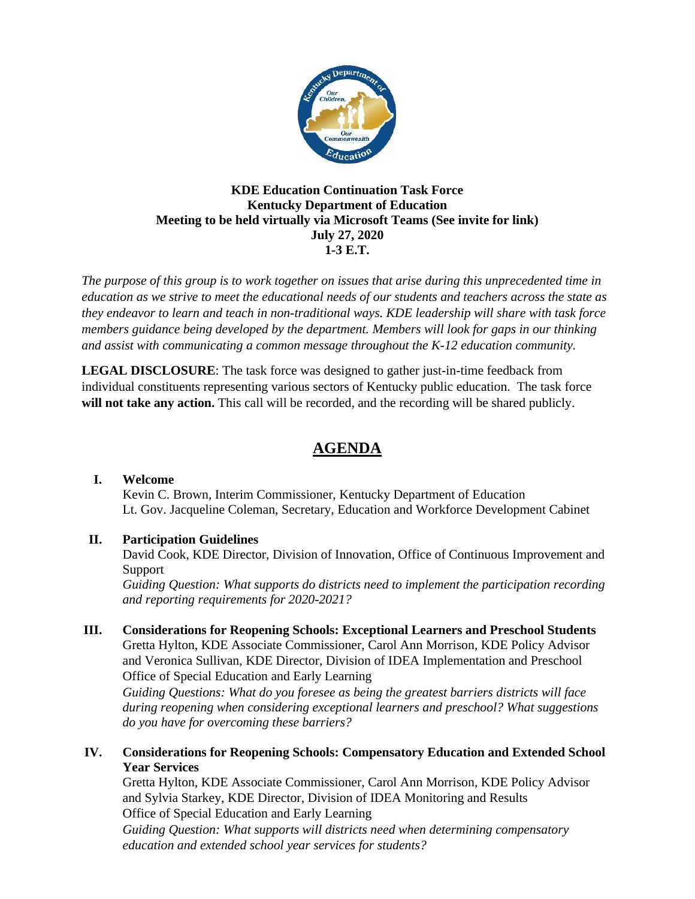**KDE Education Continuation Task Force**
**Kentucky Department of Education**
**Meeting to be held virtually via Microsoft Teams (See invite for link)**
**July 27, 2020**
**1-3 E.T.**

*The purpose of this group is to work together on issues that arise during this unprecedented time in education as we strive to meet the educational needs of our students and teachers across the state as they endeavor to learn and teach in non-traditional ways. KDE leadership will share with task force members guidance being developed by the department. Members will look for gaps in our thinking and assist with communicating a common message throughout the K-12 education community.*

**LEGAL DISCLOSURE**: The task force was designed to gather just-in-time feedback from individual constituents representing various sectors of Kentucky public education. The task force **will not take any action.** This call will be recorded, and the recording will be shared publicly.

# AGENDA

**I. Welcome**

Kevin C. Brown, Interim Commissioner, Kentucky Department of Education
Lt. Gov. Jacqueline Coleman, Secretary, Education and Workforce Development Cabinet

**II. Participation Guidelines**

David Cook, KDE Director, Division of Innovation, Office of Continuous Improvement and Support
*Guiding Question: What supports do districts need to implement the participation recording and reporting requirements for 2020-2021?*

**III. Considerations for Reopening Schools: Exceptional Learners and Preschool Students**

Gretta Hylton, KDE Associate Commissioner, Carol Ann Morrison, KDE Policy Advisor and Veronica Sullivan, KDE Director, Division of IDEA Implementation and Preschool
Office of Special Education and Early Learning
*Guiding Questions: What do you foresee as being the greatest barriers districts will face during reopening when considering exceptional learners and preschool? What suggestions do you have for overcoming these barriers?*

**IV. Considerations for Reopening Schools: Compensatory Education and Extended School Year Services**

Gretta Hylton, KDE Associate Commissioner, Carol Ann Morrison, KDE Policy Advisor and Sylvia Starkey, KDE Director, Division of IDEA Monitoring and Results
Office of Special Education and Early Learning
*Guiding Question: What supports will districts need when determining compensatory education and extended school year services for students?*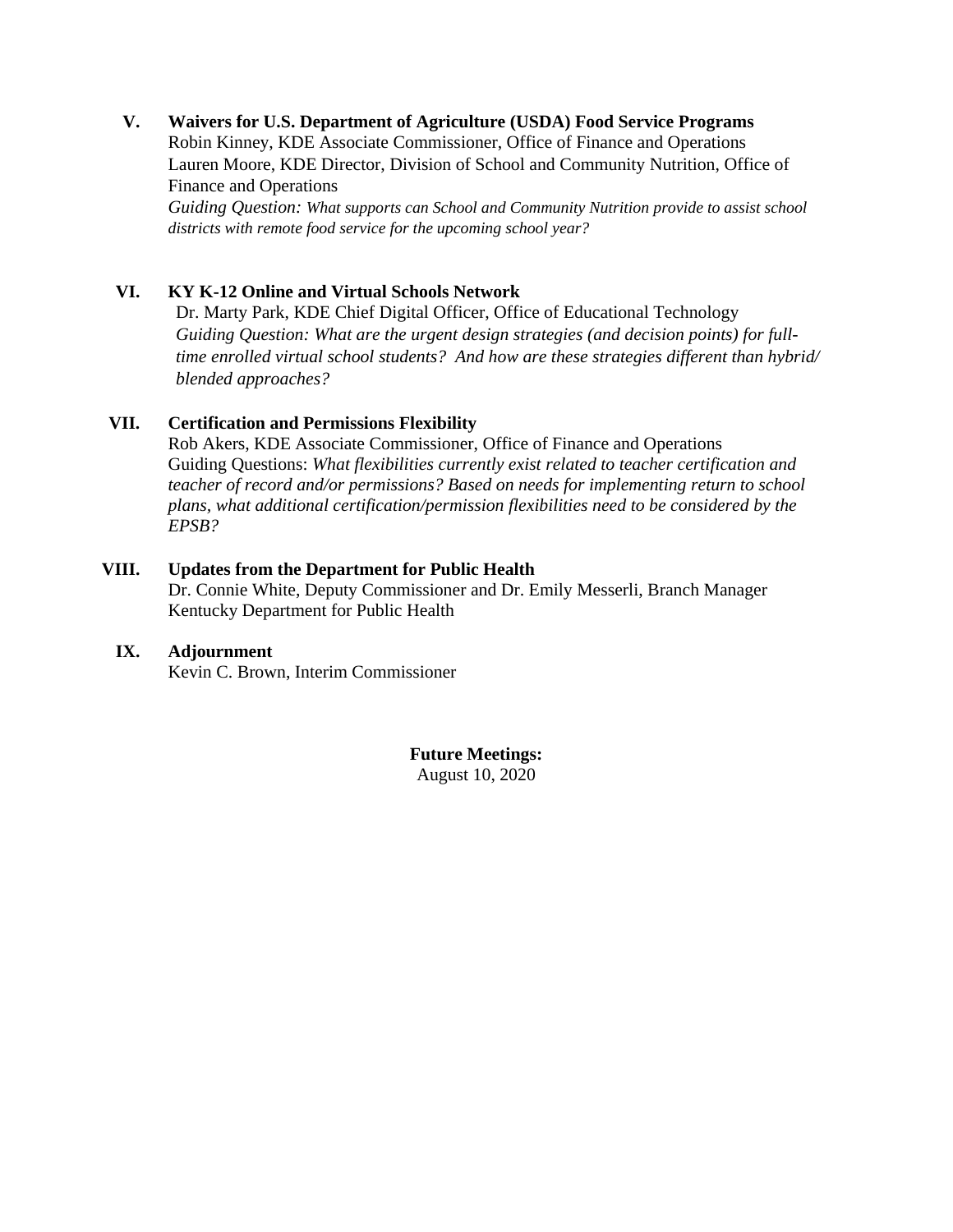**V. Waivers for U.S. Department of Agriculture (USDA) Food Service Programs**
Robin Kinney, KDE Associate Commissioner, Office of Finance and Operations
Lauren Moore, KDE Director, Division of School and Community Nutrition, Office of Finance and Operations
*Guiding Question: What supports can School and Community Nutrition provide to assist school districts with remote food service for the upcoming school year?*

**VI. KY K-12 Online and Virtual Schools Network**
Dr. Marty Park, KDE Chief Digital Officer, Office of Educational Technology
*Guiding Question: What are the urgent design strategies (and decision points) for full-time enrolled virtual school students? And how are these strategies different than hybrid/ blended approaches?*

**VII. Certification and Permissions Flexibility**
Rob Akers, KDE Associate Commissioner, Office of Finance and Operations
Guiding Questions: *What flexibilities currently exist related to teacher certification and teacher of record and/or permissions? Based on needs for implementing return to school plans, what additional certification/permission flexibilities need to be considered by the EPSB?*

**VIII. Updates from the Department for Public Health**
Dr. Connie White, Deputy Commissioner and Dr. Emily Messerli, Branch Manager
Kentucky Department for Public Health

**IX. Adjournment**
Kevin C. Brown, Interim Commissioner

**Future Meetings:**
August 10, 2020